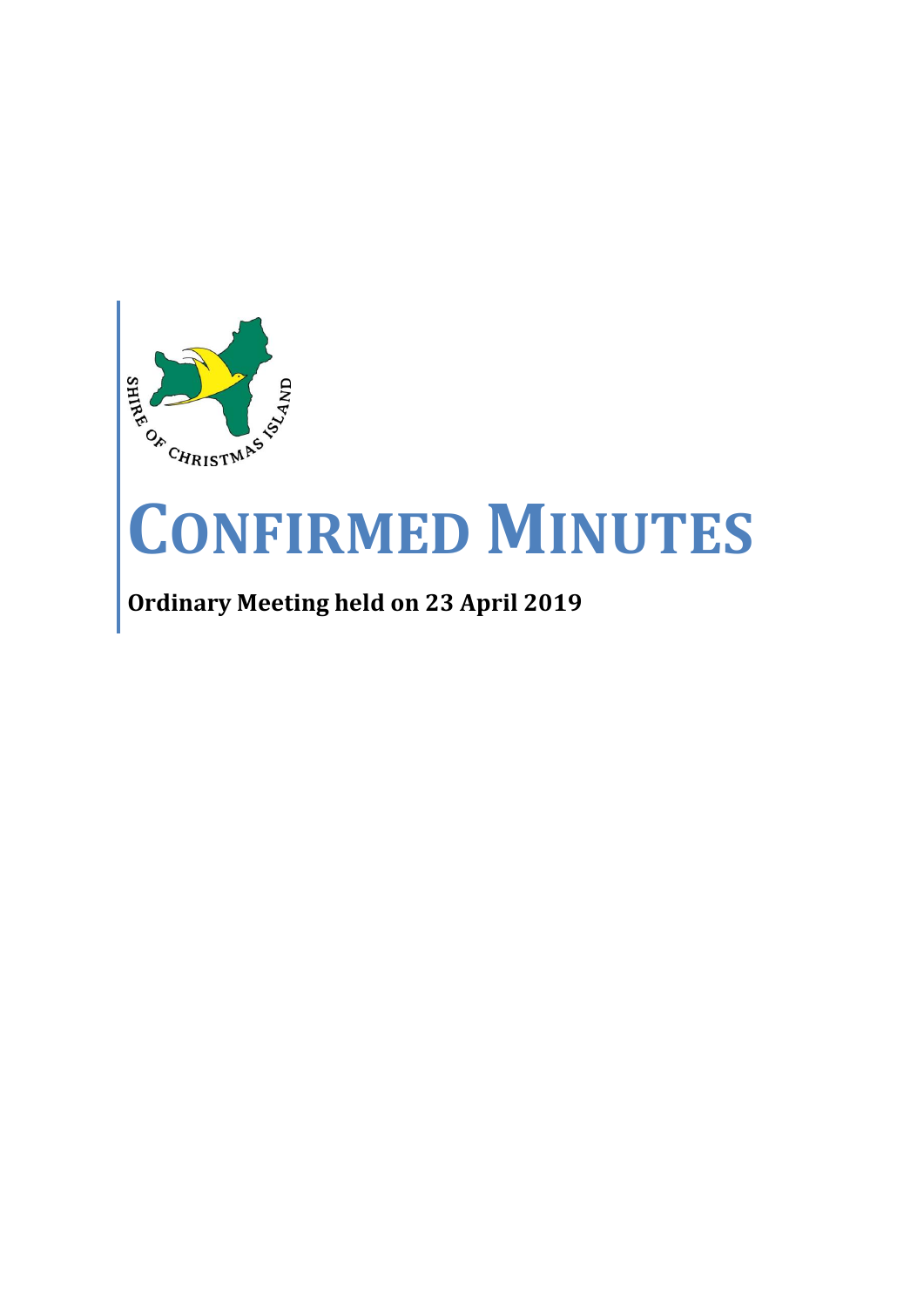# CONFIRMED MINUTES

**Ordinary Meeting held on 23 April 2019**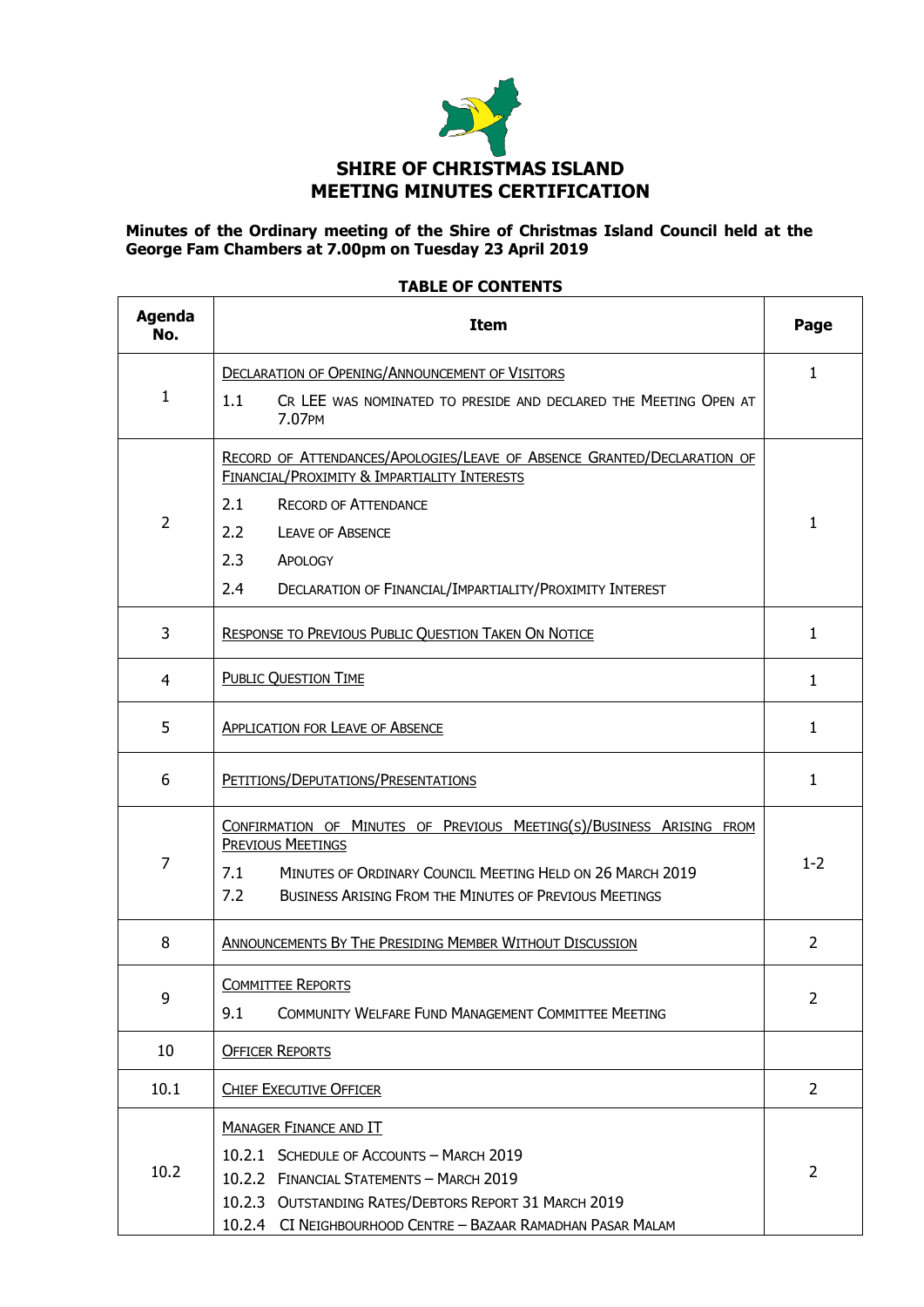# SHIRE OF CHRISTMAS ISLAND
# MEETING MINUTES CERTIFICATION

**Minutes of the Ordinary meeting of the Shire of Christmas Island Council held at the George Fam Chambers at 7.00pm on Tuesday 23 April 2019**

**TABLE OF CONTENTS**

| Agenda No. | Item | Page |
|---|---|---|
| 1 | DECLARATION OF OPENING/ANNOUNCEMENT OF VISITORS<br>1.1 CR LEE WAS NOMINATED TO PRESIDE AND DECLARED THE MEETING OPEN AT 7.07PM | 1 |
| 2 | RECORD OF ATTENDANCES/APOLOGIES/LEAVE OF ABSENCE GRANTED/DECLARATION OF FINANCIAL/PROXIMITY & IMPARTIALITY INTERESTS<br>2.1 RECORD OF ATTENDANCE<br>2.2 LEAVE OF ABSENCE<br>2.3 APOLOGY<br>2.4 DECLARATION OF FINANCIAL/IMPARTIALITY/PROXIMITY INTEREST | 1 |
| 3 | RESPONSE TO PREVIOUS PUBLIC QUESTION TAKEN ON NOTICE | 1 |
| 4 | PUBLIC QUESTION TIME | 1 |
| 5 | APPLICATION FOR LEAVE OF ABSENCE | 1 |
| 6 | PETITIONS/DEPUTATIONS/PRESENTATIONS | 1 |
| 7 | CONFIRMATION OF MINUTES OF PREVIOUS MEETING(S)/BUSINESS ARISING FROM PREVIOUS MEETINGS<br>7.1 MINUTES OF ORDINARY COUNCIL MEETING HELD ON 26 MARCH 2019<br>7.2 BUSINESS ARISING FROM THE MINUTES OF PREVIOUS MEETINGS | 1-2 |
| 8 | ANNOUNCEMENTS BY THE PRESIDING MEMBER WITHOUT DISCUSSION | 2 |
| 9 | COMMITTEE REPORTS<br>9.1 COMMUNITY WELFARE FUND MANAGEMENT COMMITTEE MEETING | 2 |
| 10 | OFFICER REPORTS | |
| 10.1 | CHIEF EXECUTIVE OFFICER | 2 |
| 10.2 | MANAGER FINANCE AND IT<br>10.2.1 SCHEDULE OF ACCOUNTS – MARCH 2019<br>10.2.2 FINANCIAL STATEMENTS – MARCH 2019<br>10.2.3 OUTSTANDING RATES/DEBTORS REPORT 31 MARCH 2019<br>10.2.4 CI NEIGHBOURHOOD CENTRE – BAZAAR RAMADHAN PASAR MALAM | 2 |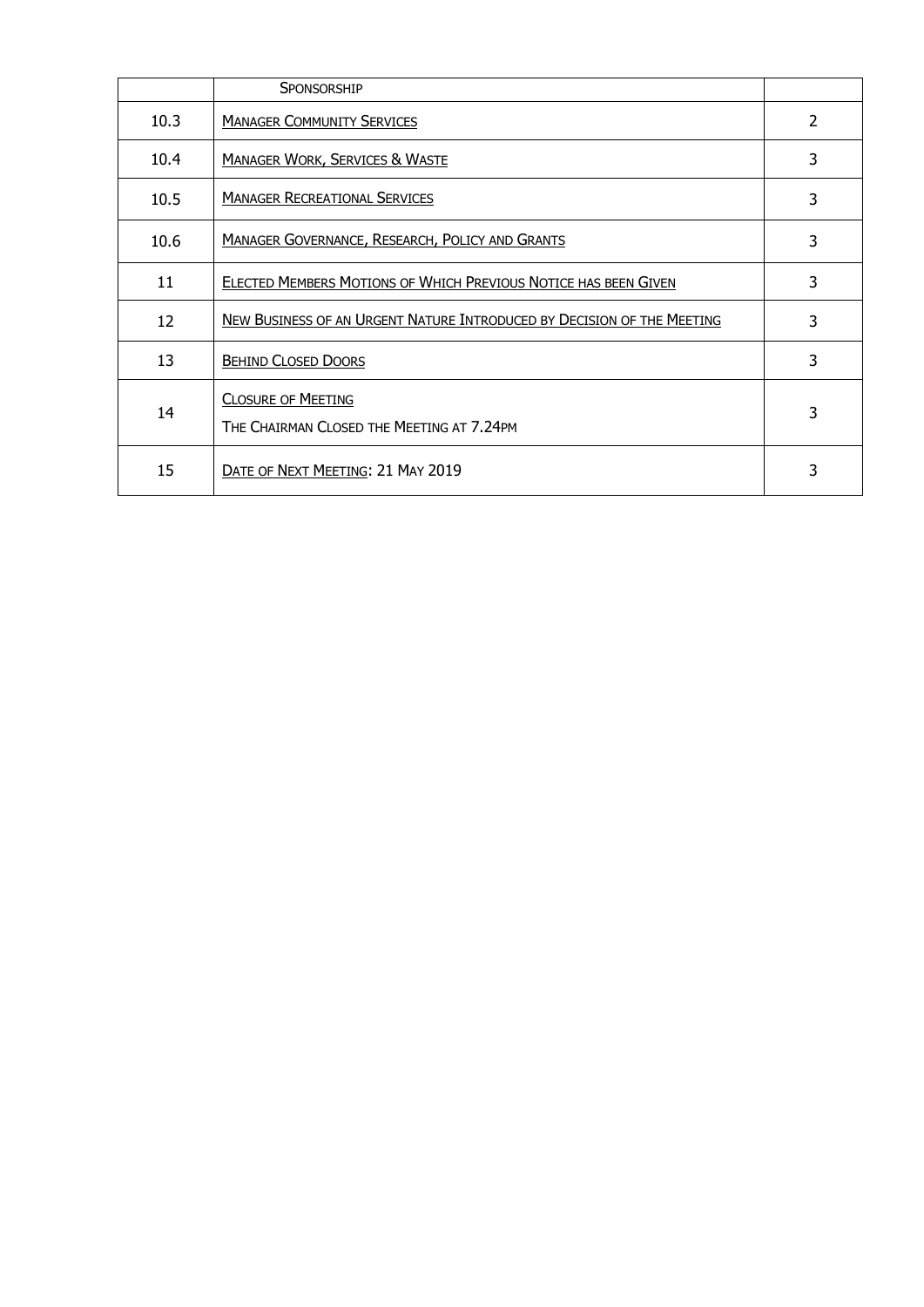| | | |
|---|---|---|
| | SPONSORSHIP | |
| 10.3 | MANAGER COMMUNITY SERVICES | 2 |
| 10.4 | MANAGER WORK, SERVICES & WASTE | 3 |
| 10.5 | MANAGER RECREATIONAL SERVICES | 3 |
| 10.6 | MANAGER GOVERNANCE, RESEARCH, POLICY AND GRANTS | 3 |
| 11 | ELECTED MEMBERS MOTIONS OF WHICH PREVIOUS NOTICE HAS BEEN GIVEN | 3 |
| 12 | NEW BUSINESS OF AN URGENT NATURE INTRODUCED BY DECISION OF THE MEETING | 3 |
| 13 | BEHIND CLOSED DOORS | 3 |
| 14 | CLOSURE OF MEETING<br>THE CHAIRMAN CLOSED THE MEETING AT 7.24PM | 3 |
| 15 | DATE OF NEXT MEETING: 21 MAY 2019 | 3 |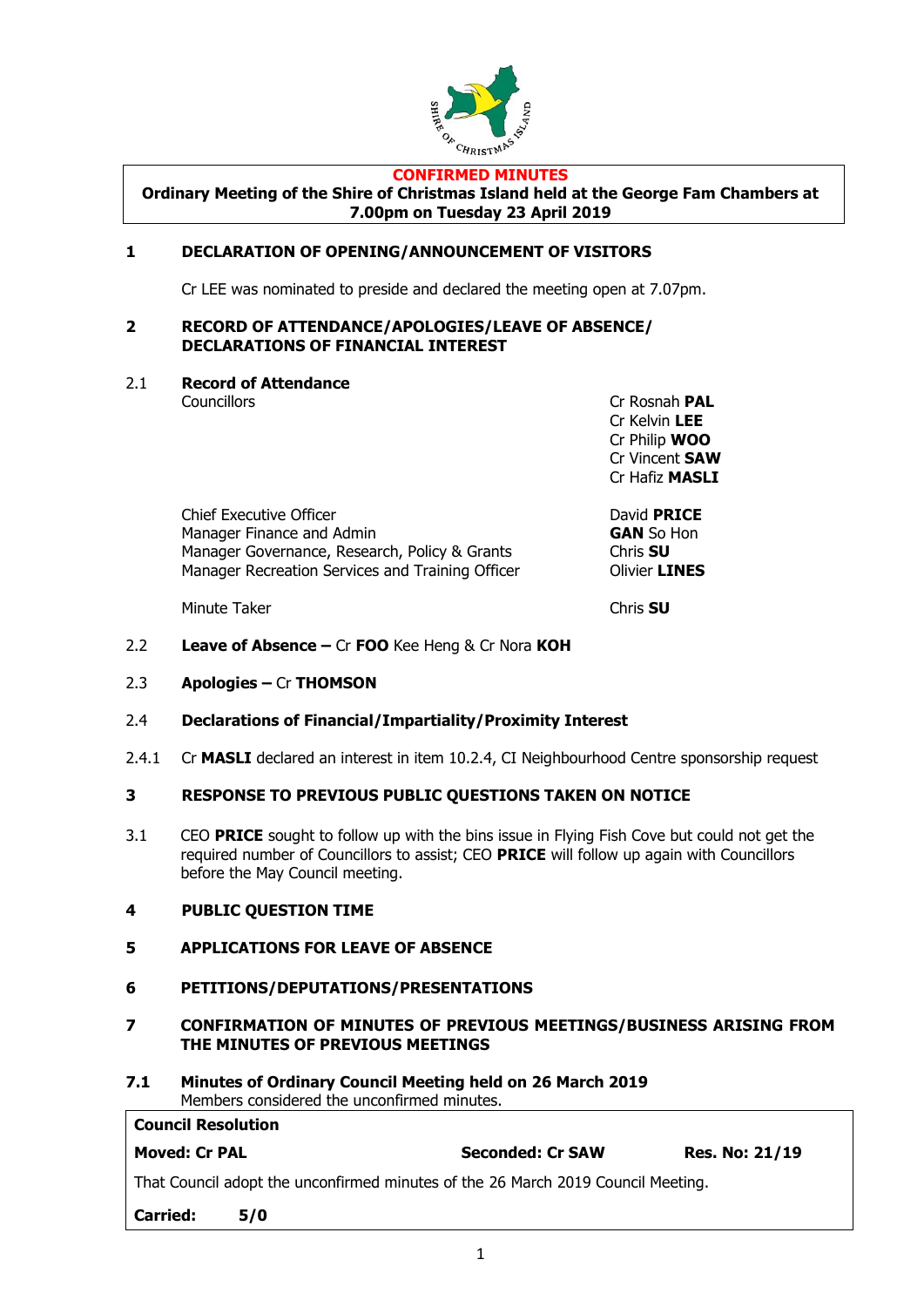**CONFIRMED MINUTES**

**Ordinary Meeting of the Shire of Christmas Island held at the George Fam Chambers at 7.00pm on Tuesday 23 April 2019**

## 1 DECLARATION OF OPENING/ANNOUNCEMENT OF VISITORS

Cr LEE was nominated to preside and declared the meeting open at 7.07pm.

## 2 RECORD OF ATTENDANCE/APOLOGIES/LEAVE OF ABSENCE/ DECLARATIONS OF FINANCIAL INTEREST

### 2.1 Record of Attendance

Councillors

- Cr Rosnah **PAL**
- Cr Kelvin **LEE**
- Cr Philip **WOO**
- Cr Vincent **SAW**
- Cr Hafiz **MASLI**

| | |
|---|---|
| Chief Executive Officer | David **PRICE** |
| Manager Finance and Admin | **GAN** So Hon |
| Manager Governance, Research, Policy & Grants | Chris **SU** |
| Manager Recreation Services and Training Officer | Olivier **LINES** |
| Minute Taker | Chris **SU** |

2.2 **Leave of Absence –** Cr **FOO** Kee Heng & Cr Nora **KOH**

2.3 **Apologies –** Cr **THOMSON**

2.4 **Declarations of Financial/Impartiality/Proximity Interest**

2.4.1 Cr **MASLI** declared an interest in item 10.2.4, CI Neighbourhood Centre sponsorship request

## 3 RESPONSE TO PREVIOUS PUBLIC QUESTIONS TAKEN ON NOTICE

3.1 CEO **PRICE** sought to follow up with the bins issue in Flying Fish Cove but could not get the required number of Councillors to assist; CEO **PRICE** will follow up again with Councillors before the May Council meeting.

## 4 PUBLIC QUESTION TIME

## 5 APPLICATIONS FOR LEAVE OF ABSENCE

## 6 PETITIONS/DEPUTATIONS/PRESENTATIONS

## 7 CONFIRMATION OF MINUTES OF PREVIOUS MEETINGS/BUSINESS ARISING FROM THE MINUTES OF PREVIOUS MEETINGS

### 7.1 Minutes of Ordinary Council Meeting held on 26 March 2019

Members considered the unconfirmed minutes.

**Council Resolution**

**Moved: Cr PAL** **Seconded: Cr SAW** **Res. No: 21/19**

That Council adopt the unconfirmed minutes of the 26 March 2019 Council Meeting.

**Carried: 5/0**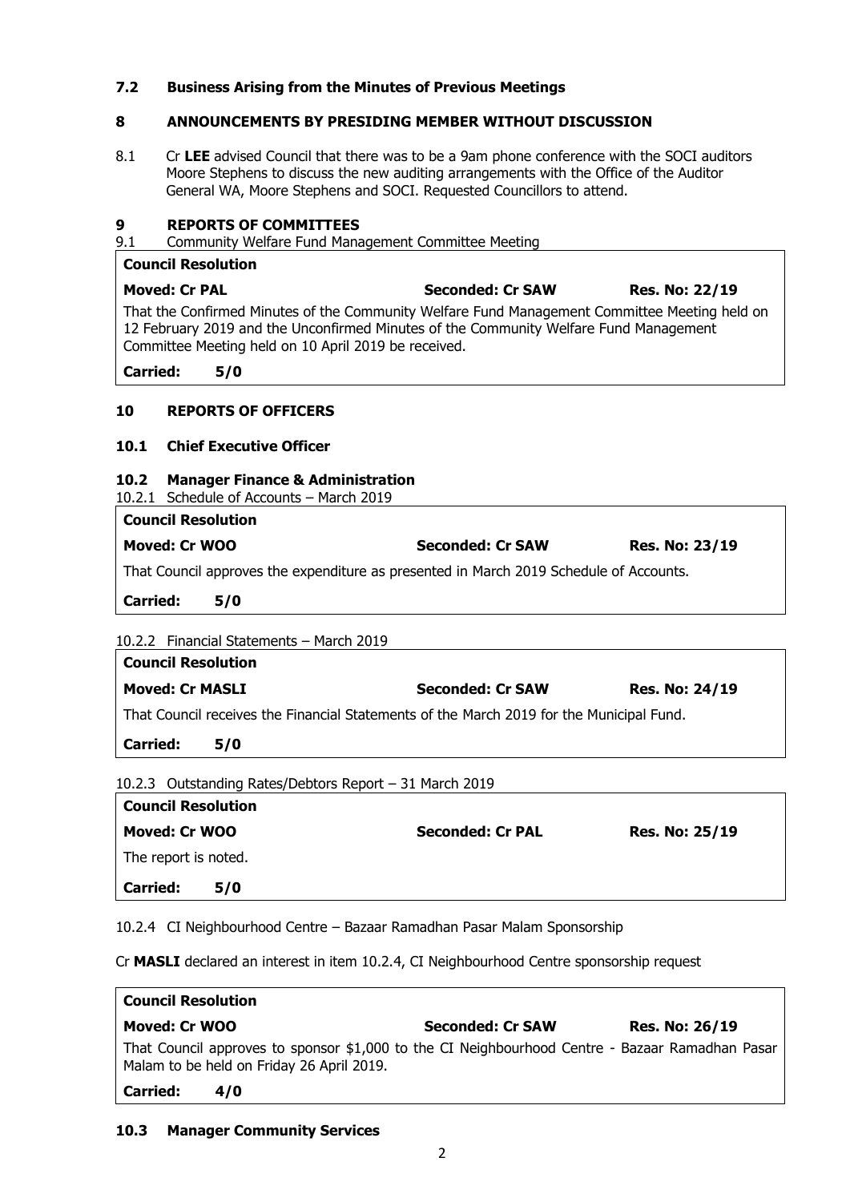### 7.2 Business Arising from the Minutes of Previous Meetings

### 8 ANNOUNCEMENTS BY PRESIDING MEMBER WITHOUT DISCUSSION

8.1 Cr **LEE** advised Council that there was to be a 9am phone conference with the SOCI auditors Moore Stephens to discuss the new auditing arrangements with the Office of the Auditor General WA, Moore Stephens and SOCI. Requested Councillors to attend.

### 9 REPORTS OF COMMITTEES

9.1 Community Welfare Fund Management Committee Meeting

| **Council Resolution** | | |
|---|---|---|
| **Moved: Cr PAL** | **Seconded: Cr SAW** | **Res. No: 22/19** |
| That the Confirmed Minutes of the Community Welfare Fund Management Committee Meeting held on 12 February 2019 and the Unconfirmed Minutes of the Community Welfare Fund Management Committee Meeting held on 10 April 2019 be received. | | |
| **Carried: 5/0** | | |

### 10 REPORTS OF OFFICERS

### 10.1 Chief Executive Officer

### 10.2 Manager Finance & Administration

10.2.1 Schedule of Accounts – March 2019

| **Council Resolution** | | |
|---|---|---|
| **Moved: Cr WOO** | **Seconded: Cr SAW** | **Res. No: 23/19** |
| That Council approves the expenditure as presented in March 2019 Schedule of Accounts. | | |
| **Carried: 5/0** | | |

10.2.2 Financial Statements – March 2019

| **Council Resolution** | | |
|---|---|---|
| **Moved: Cr MASLI** | **Seconded: Cr SAW** | **Res. No: 24/19** |
| That Council receives the Financial Statements of the March 2019 for the Municipal Fund. | | |
| **Carried: 5/0** | | |

10.2.3 Outstanding Rates/Debtors Report – 31 March 2019

| **Council Resolution** | | |
|---|---|---|
| **Moved: Cr WOO** | **Seconded: Cr PAL** | **Res. No: 25/19** |
| The report is noted. | | |
| **Carried: 5/0** | | |

10.2.4 CI Neighbourhood Centre – Bazaar Ramadhan Pasar Malam Sponsorship

Cr **MASLI** declared an interest in item 10.2.4, CI Neighbourhood Centre sponsorship request

| **Council Resolution** | | |
|---|---|---|
| **Moved: Cr WOO** | **Seconded: Cr SAW** | **Res. No: 26/19** |
| That Council approves to sponsor $1,000 to the CI Neighbourhood Centre - Bazaar Ramadhan Pasar Malam to be held on Friday 26 April 2019. | | |
| **Carried: 4/0** | | |

### 10.3 Manager Community Services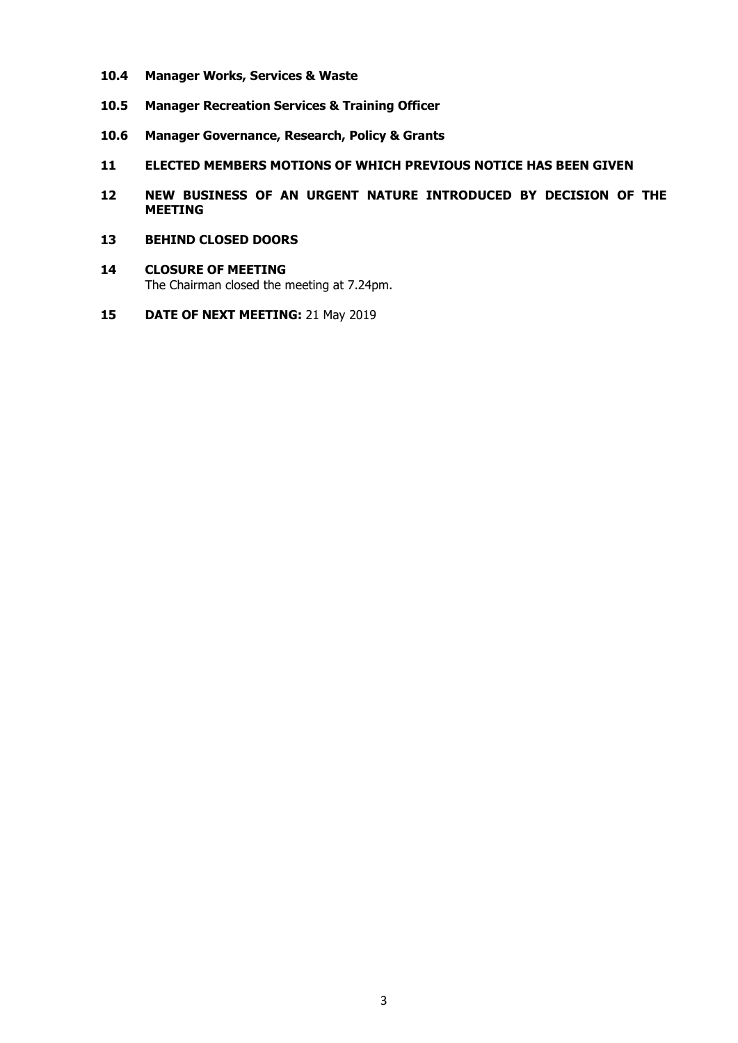**10.4 Manager Works, Services & Waste**

**10.5 Manager Recreation Services & Training Officer**

**10.6 Manager Governance, Research, Policy & Grants**

**11 ELECTED MEMBERS MOTIONS OF WHICH PREVIOUS NOTICE HAS BEEN GIVEN**

**12 NEW BUSINESS OF AN URGENT NATURE INTRODUCED BY DECISION OF THE MEETING**

**13 BEHIND CLOSED DOORS**

**14 CLOSURE OF MEETING**

The Chairman closed the meeting at 7.24pm.

**15 DATE OF NEXT MEETING:** 21 May 2019